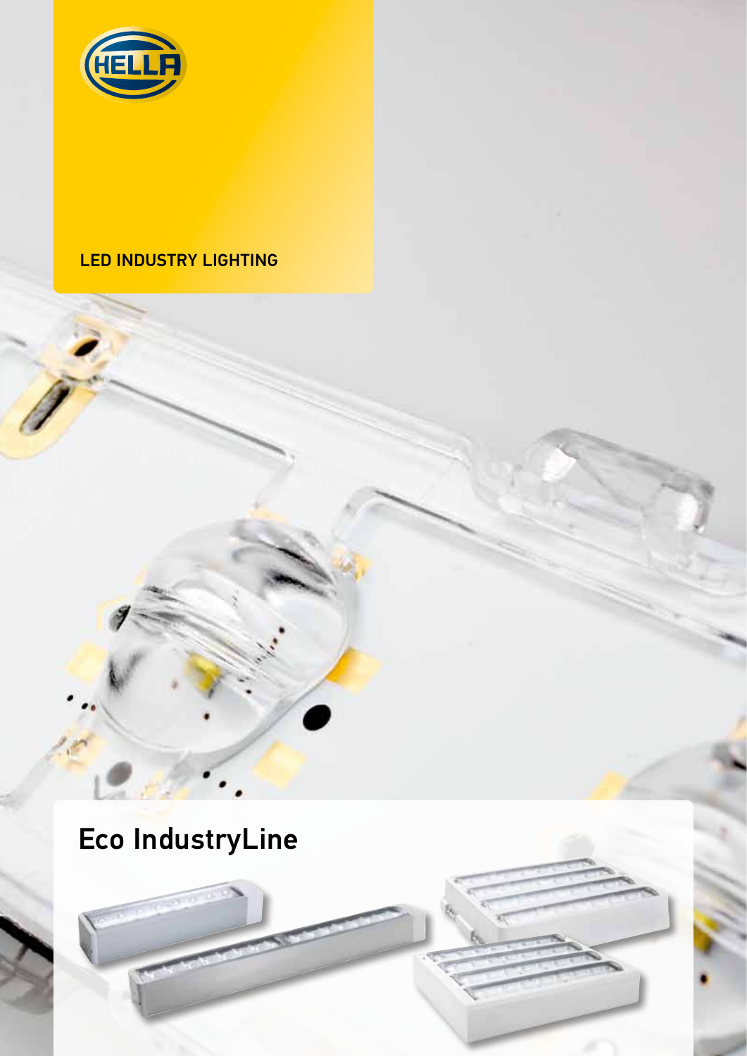HELLA

LED INDUSTRY LIGHTING

# Eco IndustryLine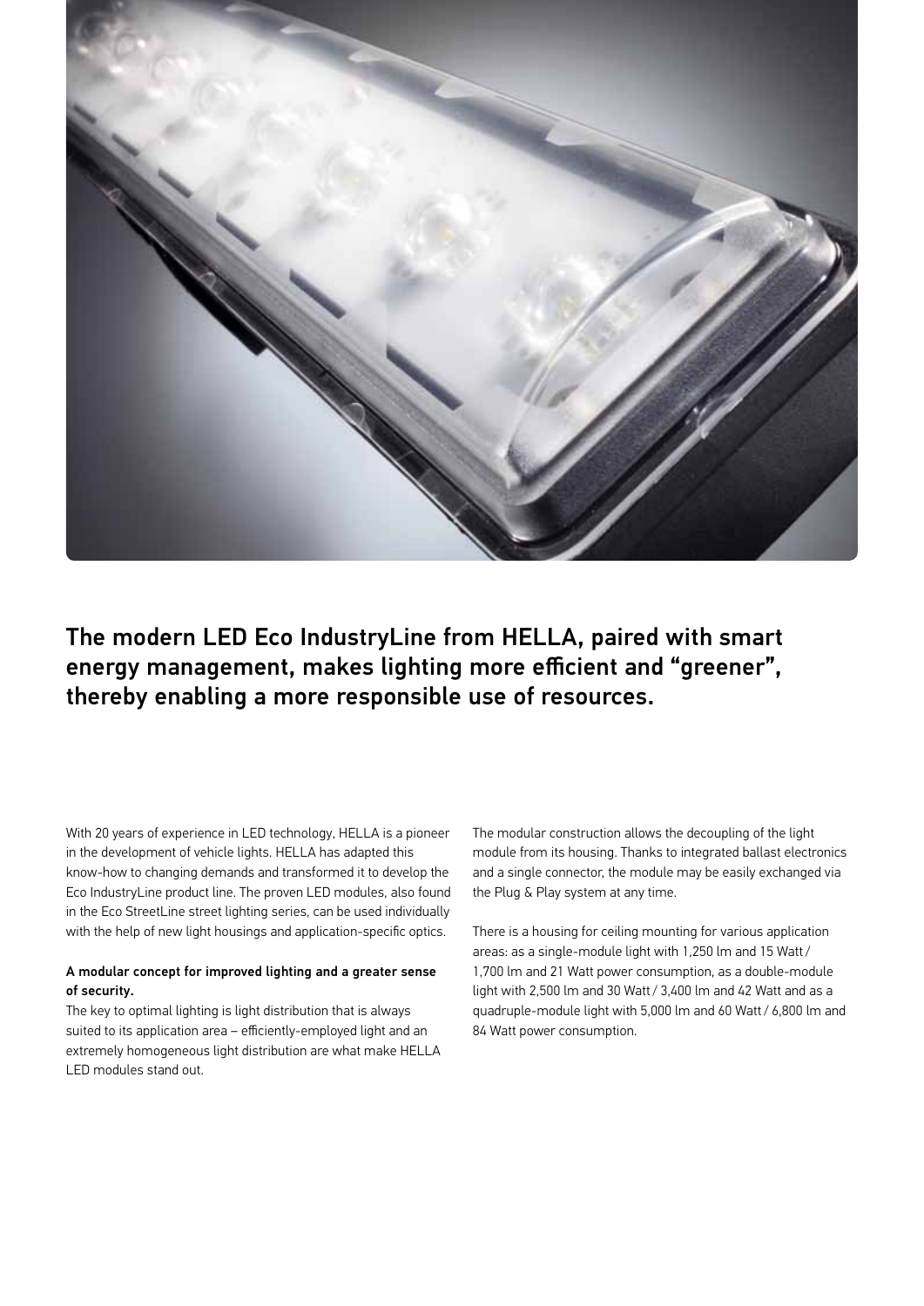## The modern LED Eco IndustryLine from HELLA, paired with smart energy management, makes lighting more efficient and "greener", thereby enabling a more responsible use of resources.

With 20 years of experience in LED technology, HELLA is a pioneer in the development of vehicle lights. HELLA has adapted this know-how to changing demands and transformed it to develop the Eco IndustryLine product line. The proven LED modules, also found in the Eco StreetLine street lighting series, can be used individually with the help of new light housings and application-specific optics.

**A modular concept for improved lighting and a greater sense of security.**

The key to optimal lighting is light distribution that is always suited to its application area – efficiently-employed light and an extremely homogeneous light distribution are what make HELLA LED modules stand out.

The modular construction allows the decoupling of the light module from its housing. Thanks to integrated ballast electronics and a single connector, the module may be easily exchanged via the Plug & Play system at any time.

There is a housing for ceiling mounting for various application areas: as a single-module light with 1,250 lm and 15 Watt / 1,700 lm and 21 Watt power consumption, as a double-module light with 2,500 lm and 30 Watt / 3,400 lm and 42 Watt and as a quadruple-module light with 5,000 lm and 60 Watt / 6,800 lm and 84 Watt power consumption.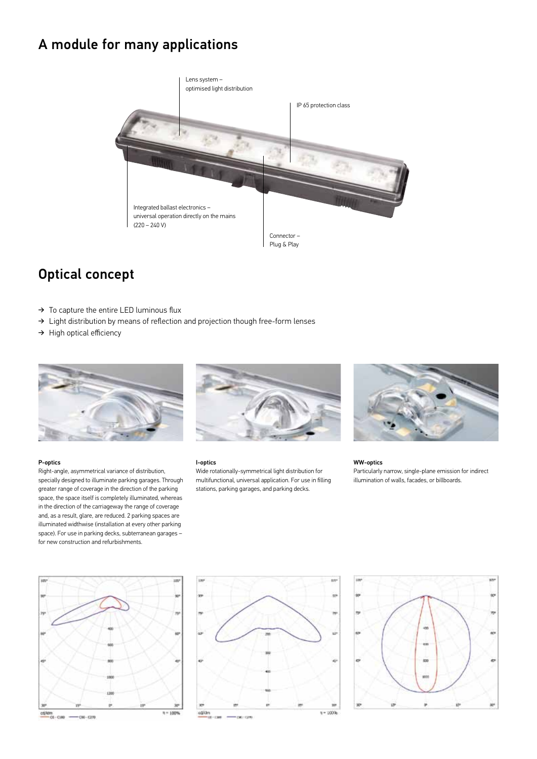## A module for many applications

Lens system – optimised light distribution

IP 65 protection class

Integrated ballast electronics – universal operation directly on the mains (220 – 240 V)

Connector – Plug & Play

## Optical concept

- → To capture the entire LED luminous flux
- → Light distribution by means of reflection and projection though free-form lenses
- → High optical efficiency

**P-optics**
Right-angle, asymmetrical variance of distribution, specially designed to illuminate parking garages. Through greater range of coverage in the direction of the parking space, the space itself is completely illuminated, whereas in the direction of the carriageway the range of coverage and, as a result, glare, are reduced. 2 parking spaces are illuminated widthwise (installation at every other parking space). For use in parking decks, subterranean garages – for new construction and refurbishments.

**I-optics**
Wide rotationally-symmetrical light distribution for multifunctional, universal application. For use in filling stations, parking garages, and parking decks.

**WW-optics**
Particularly narrow, single-plane emission for indirect illumination of walls, facades, or billboards.

cd/klm
C0 - C180
C90 - C270
η = 100%

cd/klm
C0 - C180
C90 - C270
η = 100%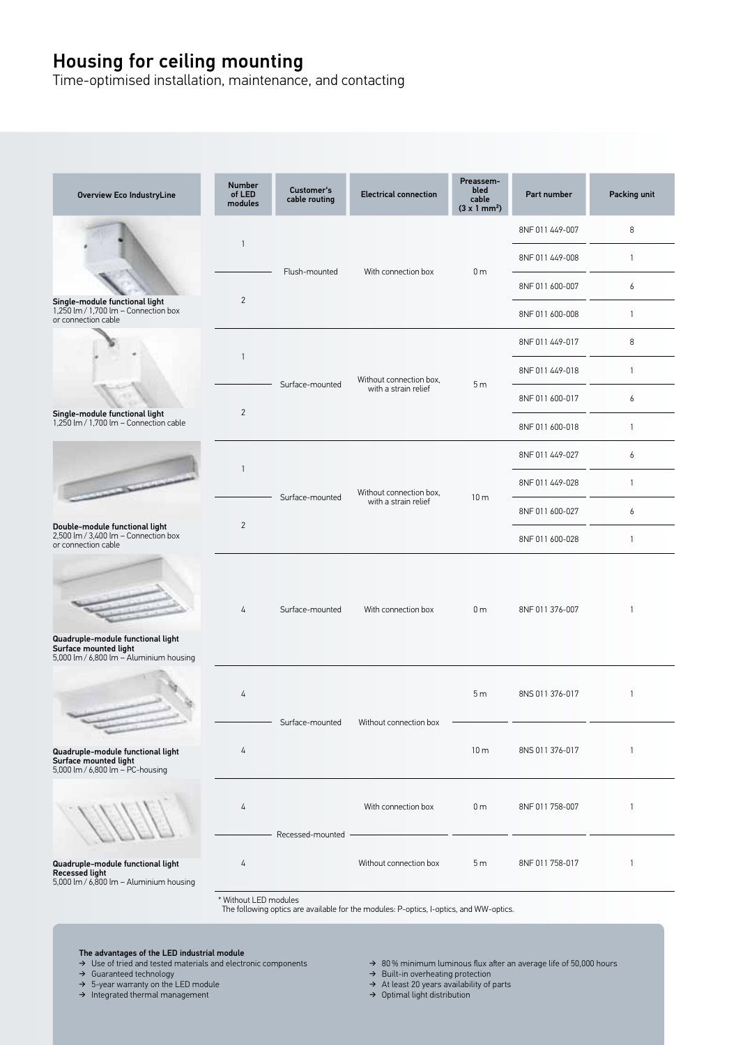# Housing for ceiling mounting

Time-optimised installation, maintenance, and contacting

| Overview Eco IndustryLine | Number of LED modules | Customer's cable routing | Electrical connection | Preassembled cable (3 x 1 mm²) | Part number | Packing unit |
|---|---|---|---|---|---|---|
| **Single-module functional light** 1,250 lm / 1,700 lm – Connection box or connection cable | 1 | Flush-mounted | With connection box | 0 m | 8NF 011 449-007 | 8 |
| | | | | | 8NF 011 449-008 | 1 |
| | 2 | | | | 8NF 011 600-007 | 6 |
| | | | | | 8NF 011 600-008 | 1 |
| **Single-module functional light** 1,250 lm / 1,700 lm – Connection cable | 1 | Surface-mounted | Without connection box, with a strain relief | 5 m | 8NF 011 449-017 | 8 |
| | | | | | 8NF 011 449-018 | 1 |
| | 2 | | | | 8NF 011 600-017 | 6 |
| | | | | | 8NF 011 600-018 | 1 |
| **Double-module functional light** 2,500 lm / 3,400 lm – Connection box or connection cable | 1 | Surface-mounted | Without connection box, with a strain relief | 10 m | 8NF 011 449-027 | 6 |
| | | | | | 8NF 011 449-028 | 1 |
| | 2 | | | | 8NF 011 600-027 | 6 |
| | | | | | 8NF 011 600-028 | 1 |
| **Quadruple-module functional light Surface mounted light** 5,000 lm / 6,800 lm – Aluminium housing | 4 | Surface-mounted | With connection box | 0 m | 8NF 011 376-007 | 1 |
| **Quadruple-module functional light Surface mounted light** 5,000 lm / 6,800 lm – PC-housing | 4 | Surface-mounted | Without connection box | 5 m | 8NS 011 376-017 | 1 |
| | 4 | | | 10 m | 8NS 011 376-017 | 1 |
| **Quadruple-module functional light Recessed light** 5,000 lm / 6,800 lm – Aluminium housing | 4 | Recessed-mounted | With connection box | 0 m | 8NF 011 758-007 | 1 |
| | 4 | | Without connection box | 5 m | 8NF 011 758-017 | 1 |

\* Without LED modules
The following optics are available for the modules: P-optics, I-optics, and WW-optics.

**The advantages of the LED industrial module**

- → Use of tried and tested materials and electronic components
- → Guaranteed technology
- → 5-year warranty on the LED module
- → Integrated thermal management
- → 80 % minimum luminous flux after an average life of 50,000 hours
- → Built-in overheating protection
- → At least 20 years availability of parts
- → Optimal light distribution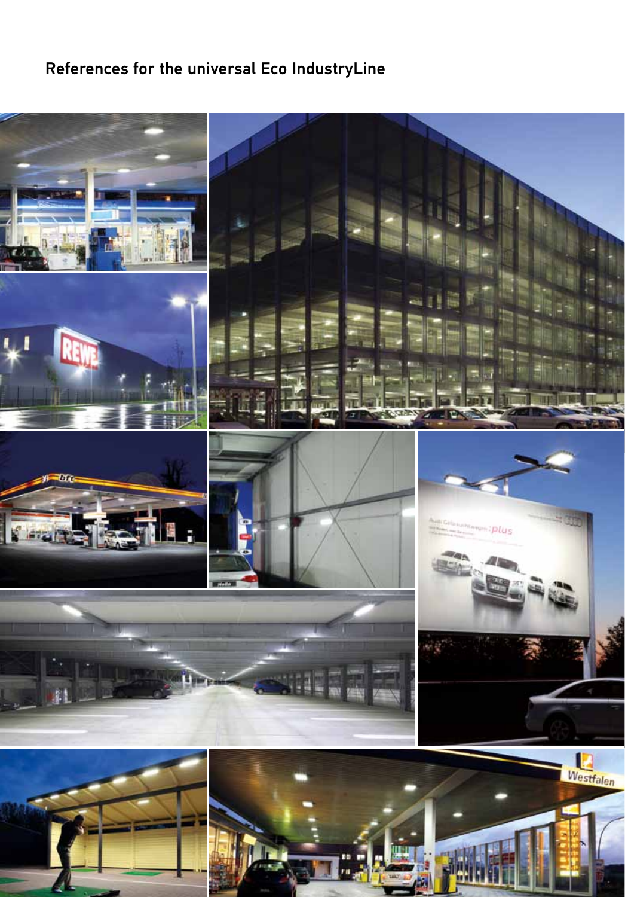## References for the universal Eco IndustryLine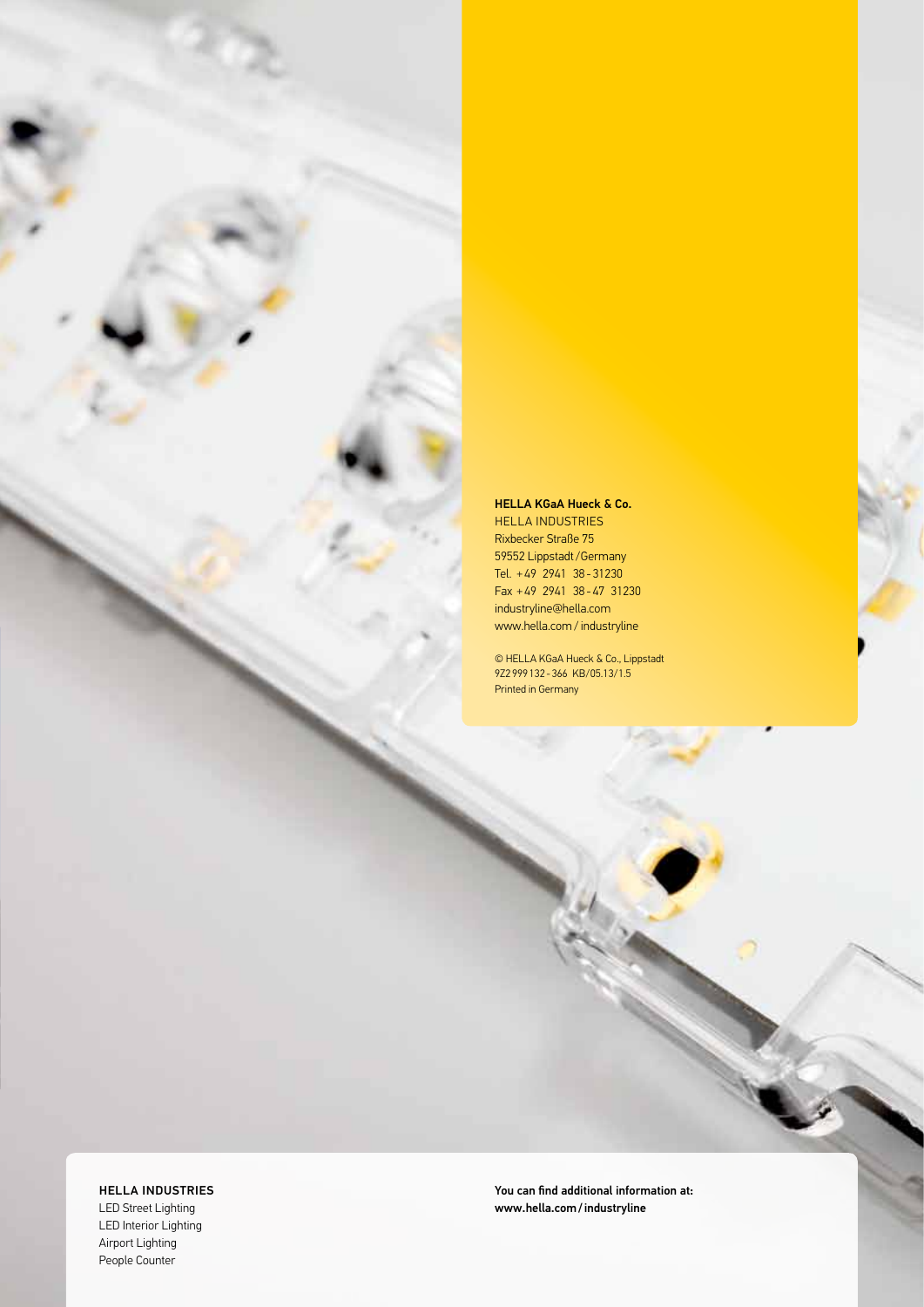**HELLA KGaA Hueck & Co.**
HELLA INDUSTRIES
Rixbecker Straße 75
59552 Lippstadt / Germany
Tel. +49 2941 38 - 31230
Fax +49 2941 38 - 47 31230
industryline@hella.com
www.hella.com / industryline

© HELLA KGaA Hueck & Co., Lippstadt
9Z2 999 132 - 366 KB/05.13/1.5
Printed in Germany

HELLA INDUSTRIES
LED Street Lighting
LED Interior Lighting
Airport Lighting
People Counter

**You can find additional information at:**
**www.hella.com / industryline**